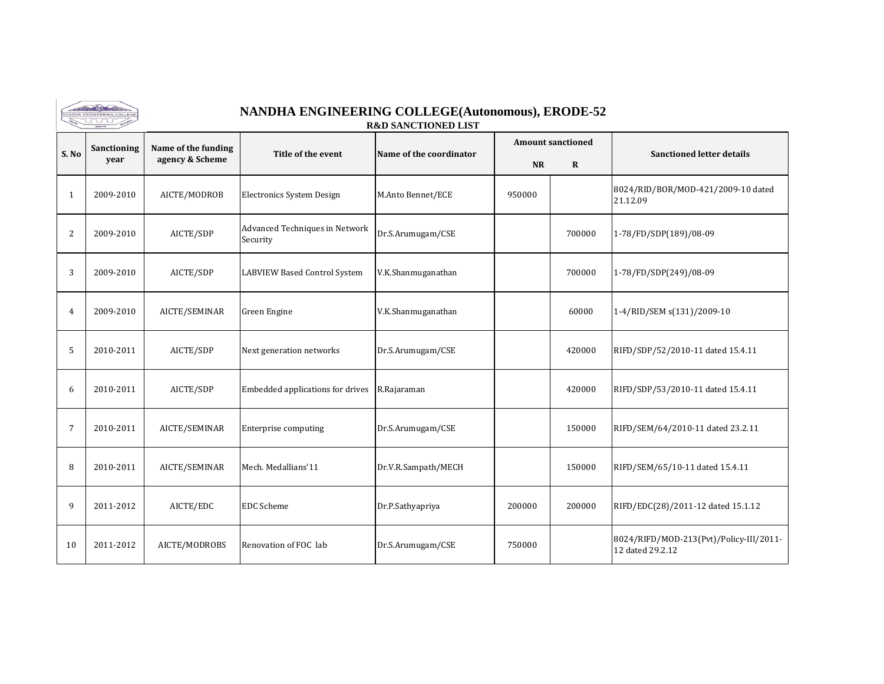# NANDHA ENGINEERING COLLEGE(Autonomous), ERODE-52

## R&D SANCTIONED LIST

| S. No | Sanctioning year | Name of the funding agency & Scheme | Title of the event | Name of the coordinator | Amount sanctioned | | Sanctioned letter details |
|---|---|---|---|---|---|---|---|
| | | | | | NR | R | |
| 1 | 2009-2010 | AICTE/MODROB | Electronics System Design | M.Anto Bennet/ECE | 950000 | | 8024/RID/BOR/MOD-421/2009-10 dated 21.12.09 |
| 2 | 2009-2010 | AICTE/SDP | Advanced Techniques in Network Security | Dr.S.Arumugam/CSE | | 700000 | 1-78/FD/SDP(189)/08-09 |
| 3 | 2009-2010 | AICTE/SDP | LABVIEW Based Control System | V.K.Shanmuganathan | | 700000 | 1-78/FD/SDP(249)/08-09 |
| 4 | 2009-2010 | AICTE/SEMINAR | Green Engine | V.K.Shanmuganathan | | 60000 | 1-4/RID/SEM s(131)/2009-10 |
| 5 | 2010-2011 | AICTE/SDP | Next generation networks | Dr.S.Arumugam/CSE | | 420000 | RIFD/SDP/52/2010-11 dated 15.4.11 |
| 6 | 2010-2011 | AICTE/SDP | Embedded applications for drives | R.Rajaraman | | 420000 | RIFD/SDP/53/2010-11 dated 15.4.11 |
| 7 | 2010-2011 | AICTE/SEMINAR | Enterprise computing | Dr.S.Arumugam/CSE | | 150000 | RIFD/SEM/64/2010-11 dated 23.2.11 |
| 8 | 2010-2011 | AICTE/SEMINAR | Mech. Medallians'11 | Dr.V.R.Sampath/MECH | | 150000 | RIFD/SEM/65/10-11 dated 15.4.11 |
| 9 | 2011-2012 | AICTE/EDC | EDC Scheme | Dr.P.Sathyapriya | 200000 | 200000 | RIFD/EDC(28)/2011-12 dated 15.1.12 |
| 10 | 2011-2012 | AICTE/MODROBS | Renovation of FOC lab | Dr.S.Arumugam/CSE | 750000 | | 8024/RIFD/MOD-213(Pvt)/Policy-III/2011-12 dated 29.2.12 |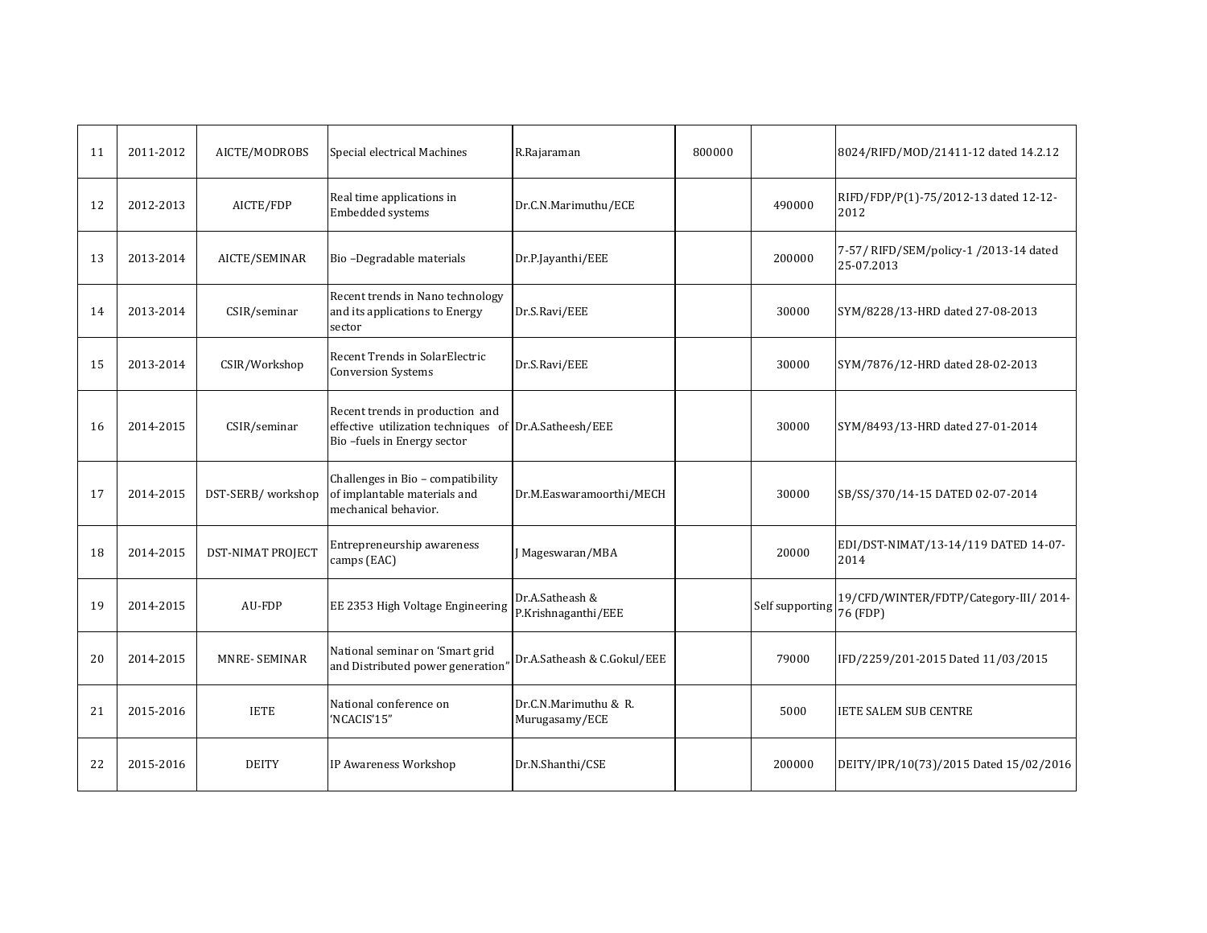| 11 | 2011-2012 | AICTE/MODROBS | Special electrical Machines | R.Rajaraman | 800000 | | 8024/RIFD/MOD/21411-12 dated 14.2.12 |
|---|---|---|---|---|---|---|---|
| 12 | 2012-2013 | AICTE/FDP | Real time applications in Embedded systems | Dr.C.N.Marimuthu/ECE | | 490000 | RIFD/FDP/P(1)-75/2012-13 dated 12-12-2012 |
| 13 | 2013-2014 | AICTE/SEMINAR | Bio –Degradable materials | Dr.P.Jayanthi/EEE | | 200000 | 7-57/ RIFD/SEM/policy-1 /2013-14 dated 25-07.2013 |
| 14 | 2013-2014 | CSIR/seminar | Recent trends in Nano technology and its applications to Energy sector | Dr.S.Ravi/EEE | | 30000 | SYM/8228/13-HRD dated 27-08-2013 |
| 15 | 2013-2014 | CSIR/Workshop | Recent Trends in SolarElectric Conversion Systems | Dr.S.Ravi/EEE | | 30000 | SYM/7876/12-HRD dated 28-02-2013 |
| 16 | 2014-2015 | CSIR/seminar | Recent trends in production and effective utilization techniques of Bio –fuels in Energy sector | Dr.A.Satheesh/EEE | | 30000 | SYM/8493/13-HRD dated 27-01-2014 |
| 17 | 2014-2015 | DST-SERB/ workshop | Challenges in Bio – compatibility of implantable materials and mechanical behavior. | Dr.M.Easwaramoorthi/MECH | | 30000 | SB/SS/370/14-15 DATED 02-07-2014 |
| 18 | 2014-2015 | DST-NIMAT PROJECT | Entrepreneurship awareness camps (EAC) | J Mageswaran/MBA | | 20000 | EDI/DST-NIMAT/13-14/119 DATED 14-07-2014 |
| 19 | 2014-2015 | AU-FDP | EE 2353 High Voltage Engineering | Dr.A.Satheash & P.Krishnaganthi/EEE | | Self supporting | 19/CFD/WINTER/FDTP/Category-III/ 2014-76 (FDP) |
| 20 | 2014-2015 | MNRE- SEMINAR | National seminar on 'Smart grid and Distributed power generation" | Dr.A.Satheash & C.Gokul/EEE | | 79000 | IFD/2259/201-2015 Dated 11/03/2015 |
| 21 | 2015-2016 | IETE | National conference on 'NCACIS'15" | Dr.C.N.Marimuthu & R. Murugasamy/ECE | | 5000 | IETE SALEM SUB CENTRE |
| 22 | 2015-2016 | DEITY | IP Awareness Workshop | Dr.N.Shanthi/CSE | | 200000 | DEITY/IPR/10(73)/2015 Dated 15/02/2016 |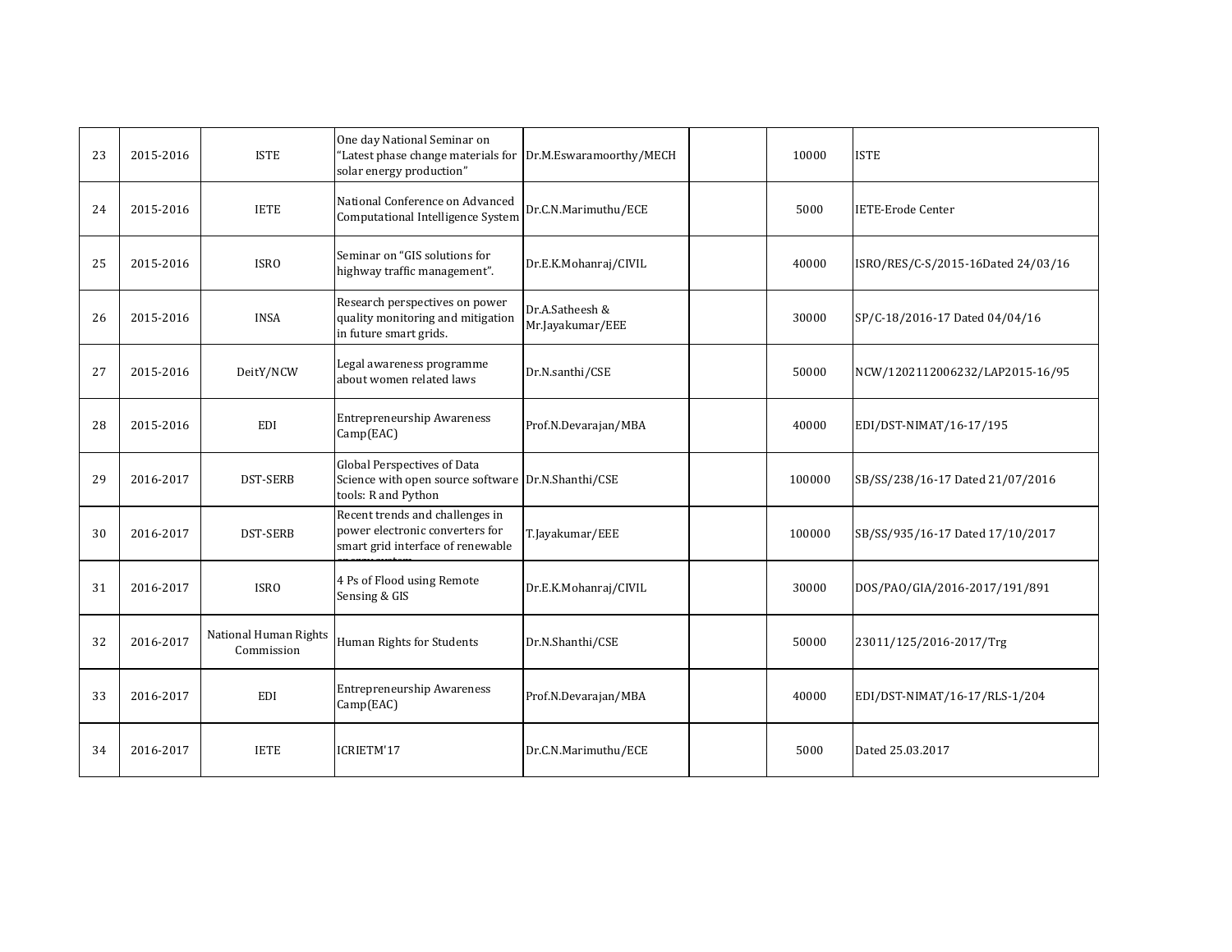| 23 | 2015-2016 | ISTE | One day National Seminar on "Latest phase change materials for solar energy production" | Dr.M.Eswaramoorthy/MECH | | 10000 | ISTE |
|---|---|---|---|---|---|---|---|
| 24 | 2015-2016 | IETE | National Conference on Advanced Computational Intelligence System | Dr.C.N.Marimuthu/ECE | | 5000 | IETE-Erode Center |
| 25 | 2015-2016 | ISRO | Seminar on "GIS solutions for highway traffic management". | Dr.E.K.Mohanraj/CIVIL | | 40000 | ISRO/RES/C-S/2015-16Dated 24/03/16 |
| 26 | 2015-2016 | INSA | Research perspectives on power quality monitoring and mitigation in future smart grids. | Dr.A.Satheesh & Mr.Jayakumar/EEE | | 30000 | SP/C-18/2016-17 Dated 04/04/16 |
| 27 | 2015-2016 | DeitY/NCW | Legal awareness programme about women related laws | Dr.N.santhi/CSE | | 50000 | NCW/1202112006232/LAP2015-16/95 |
| 28 | 2015-2016 | EDI | Entrepreneurship Awareness Camp(EAC) | Prof.N.Devarajan/MBA | | 40000 | EDI/DST-NIMAT/16-17/195 |
| 29 | 2016-2017 | DST-SERB | Global Perspectives of Data Science with open source software tools: R and Python | Dr.N.Shanthi/CSE | | 100000 | SB/SS/238/16-17 Dated 21/07/2016 |
| 30 | 2016-2017 | DST-SERB | Recent trends and challenges in power electronic converters for smart grid interface of renewable energy system | T.Jayakumar/EEE | | 100000 | SB/SS/935/16-17 Dated 17/10/2017 |
| 31 | 2016-2017 | ISRO | 4 Ps of Flood using Remote Sensing & GIS | Dr.E.K.Mohanraj/CIVIL | | 30000 | DOS/PAO/GIA/2016-2017/191/891 |
| 32 | 2016-2017 | National Human Rights Commission | Human Rights for Students | Dr.N.Shanthi/CSE | | 50000 | 23011/125/2016-2017/Trg |
| 33 | 2016-2017 | EDI | Entrepreneurship Awareness Camp(EAC) | Prof.N.Devarajan/MBA | | 40000 | EDI/DST-NIMAT/16-17/RLS-1/204 |
| 34 | 2016-2017 | IETE | ICRIETM'17 | Dr.C.N.Marimuthu/ECE | | 5000 | Dated 25.03.2017 |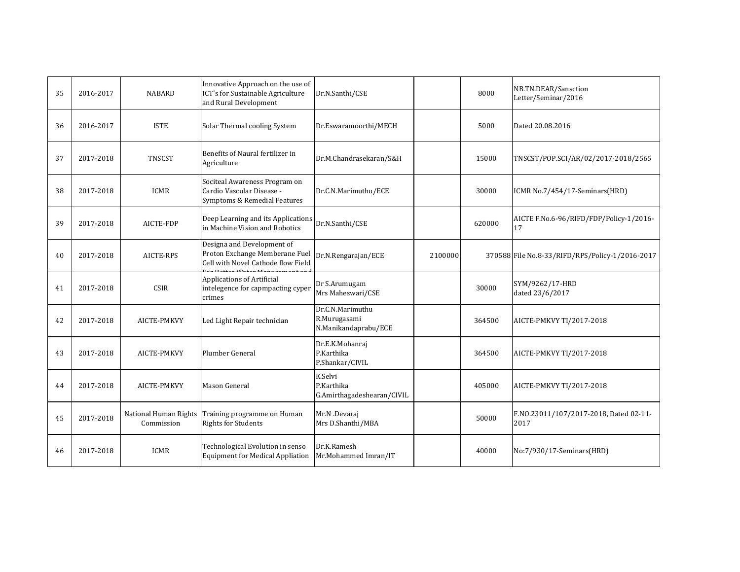| | | | | | | | |
|---|---|---|---|---|---|---|---|
| 35 | 2016-2017 | NABARD | Innovative Approach on the use of ICT's for Sustainable Agriculture and Rural Development | Dr.N.Santhi/CSE | | 8000 | NB.TN.DEAR/Sansction Letter/Seminar/2016 |
| 36 | 2016-2017 | ISTE | Solar Thermal cooling System | Dr.Eswaramoorthi/MECH | | 5000 | Dated 20.08.2016 |
| 37 | 2017-2018 | TNSCST | Benefits of Naural fertilizer in Agriculture | Dr.M.Chandrasekaran/S&H | | 15000 | TNSCST/POP.SCI/AR/02/2017-2018/2565 |
| 38 | 2017-2018 | ICMR | Sociteal Awareness Program on Cardio Vascular Disease - Symptoms & Remedial Features | Dr.C.N.Marimuthu/ECE | | 30000 | ICMR No.7/454/17-Seminars(HRD) |
| 39 | 2017-2018 | AICTE-FDP | Deep Learning and its Applications in Machine Vision and Robotics | Dr.N.Santhi/CSE | | 620000 | AICTE F.No.6-96/RIFD/FDP/Policy-1/2016-17 |
| 40 | 2017-2018 | AICTE-RPS | Designa and Development of Proton Exchange Memberane Fuel Cell with Novel Cathode flow Field For Better Water Management and | Dr.N.Rengarajan/ECE | 2100000 | 370588 | File No.8-33/RIFD/RPS/Policy-1/2016-2017 |
| 41 | 2017-2018 | CSIR | Applications of Artificial intelegence for capmpacting cyper crimes | Dr S.Arumugam<br>Mrs Maheswari/CSE | | 30000 | SYM/9262/17-HRD<br>dated 23/6/2017 |
| 42 | 2017-2018 | AICTE-PMKVY | Led Light Repair technician | Dr.C.N.Marimuthu<br>R.Murugasami<br>N.Manikandaprabu/ECE | | 364500 | AICTE-PMKVY TI/2017-2018 |
| 43 | 2017-2018 | AICTE-PMKVY | Plumber General | Dr.E.K.Mohanraj<br>P.Karthika<br>P.Shankar/CIVIL | | 364500 | AICTE-PMKVY TI/2017-2018 |
| 44 | 2017-2018 | AICTE-PMKVY | Mason General | K.Selvi<br>P.Karthika<br>G.Amirthagadeshearan/CIVIL | | 405000 | AICTE-PMKVY TI/2017-2018 |
| 45 | 2017-2018 | National Human Rights Commission | Training programme on Human Rights for Students | Mr.N .Devaraj<br>Mrs D.Shanthi/MBA | | 50000 | F.NO.23011/107/2017-2018, Dated 02-11-2017 |
| 46 | 2017-2018 | ICMR | Technological Evolution in senso Equipment for Medical Appliation | Dr.K.Ramesh<br>Mr.Mohammed Imran/IT | | 40000 | No:7/930/17-Seminars(HRD) |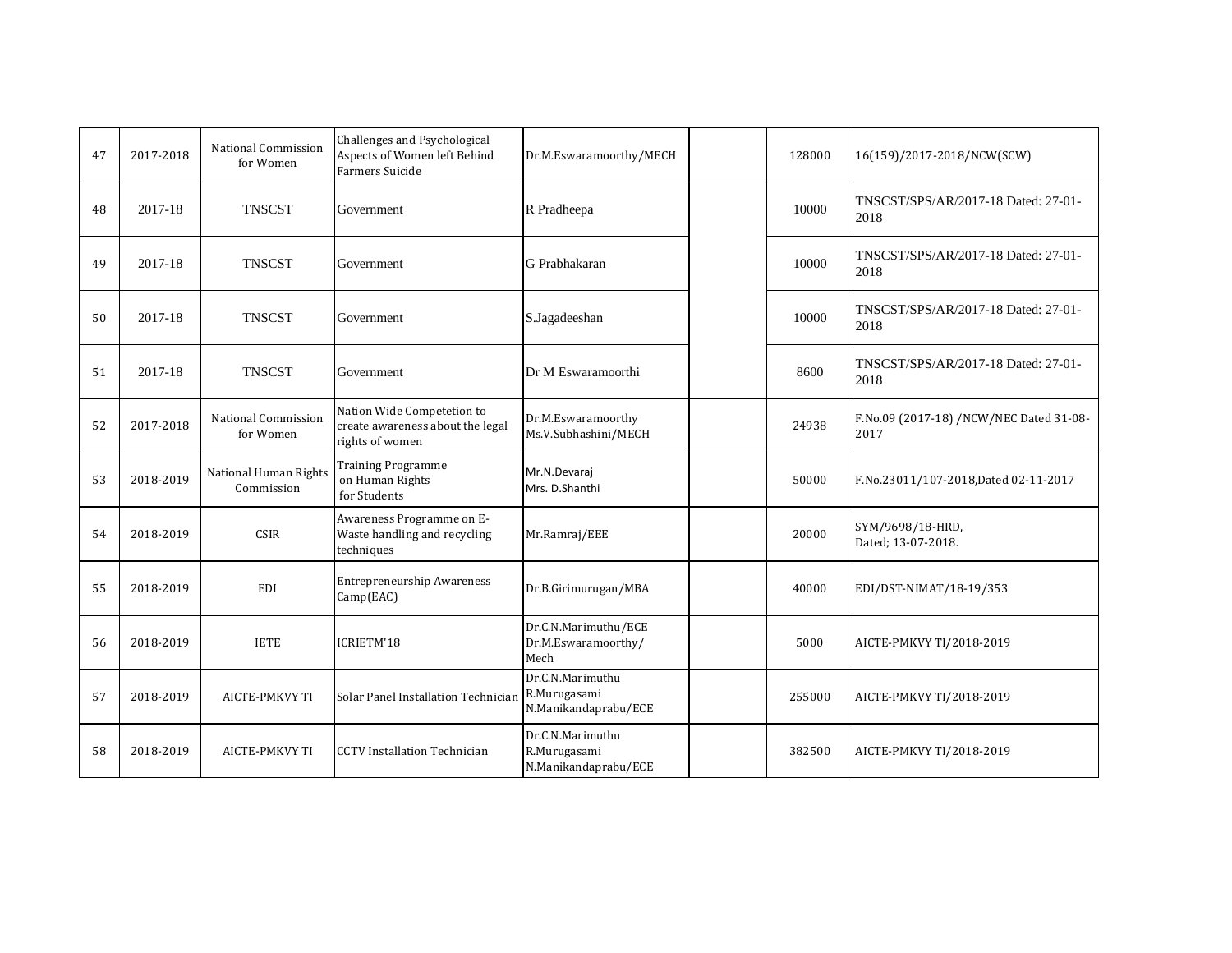| 47 | 2017-2018 | National Commission for Women | Challenges and Psychological Aspects of Women left Behind Farmers Suicide | Dr.M.Eswaramoorthy/MECH | | 128000 | 16(159)/2017-2018/NCW(SCW) |
|---|---|---|---|---|---|---|---|
| 48 | 2017-18 | TNSCST | Government | R Pradheepa | | 10000 | TNSCST/SPS/AR/2017-18 Dated: 27-01-2018 |
| 49 | 2017-18 | TNSCST | Government | G Prabhakaran | | 10000 | TNSCST/SPS/AR/2017-18 Dated: 27-01-2018 |
| 50 | 2017-18 | TNSCST | Government | S.Jagadeeshan | | 10000 | TNSCST/SPS/AR/2017-18 Dated: 27-01-2018 |
| 51 | 2017-18 | TNSCST | Government | Dr M Eswaramoorthi | | 8600 | TNSCST/SPS/AR/2017-18 Dated: 27-01-2018 |
| 52 | 2017-2018 | National Commission for Women | Nation Wide Competetion to create awareness about the legal rights of women | Dr.M.Eswaramoorthy Ms.V.Subhashini/MECH | | 24938 | F.No.09 (2017-18) /NCW/NEC Dated 31-08-2017 |
| 53 | 2018-2019 | National Human Rights Commission | Training Programme on Human Rights for Students | Mr.N.Devaraj Mrs. D.Shanthi | | 50000 | F.No.23011/107-2018,Dated 02-11-2017 |
| 54 | 2018-2019 | CSIR | Awareness Programme on E-Waste handling and recycling techniques | Mr.Ramraj/EEE | | 20000 | SYM/9698/18-HRD, Dated; 13-07-2018. |
| 55 | 2018-2019 | EDI | Entrepreneurship Awareness Camp(EAC) | Dr.B.Girimurugan/MBA | | 40000 | EDI/DST-NIMAT/18-19/353 |
| 56 | 2018-2019 | IETE | ICRIETM'18 | Dr.C.N.Marimuthu/ECE Dr.M.Eswaramoorthy/ Mech | | 5000 | AICTE-PMKVY TI/2018-2019 |
| 57 | 2018-2019 | AICTE-PMKVY TI | Solar Panel Installation Technician | Dr.C.N.Marimuthu R.Murugasami N.Manikandaprabu/ECE | | 255000 | AICTE-PMKVY TI/2018-2019 |
| 58 | 2018-2019 | AICTE-PMKVY TI | CCTV Installation Technician | Dr.C.N.Marimuthu R.Murugasami N.Manikandaprabu/ECE | | 382500 | AICTE-PMKVY TI/2018-2019 |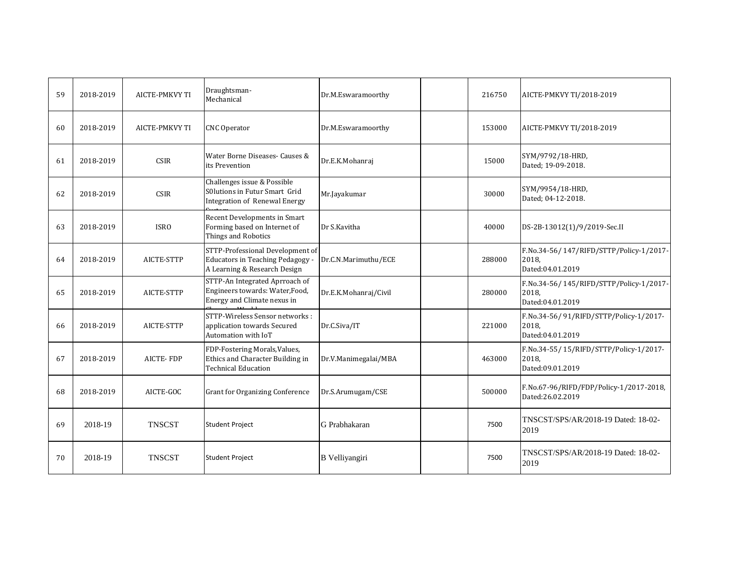| 59 | 2018-2019 | AICTE-PMKVY TI | Draughtsman-Mechanical | Dr.M.Eswaramoorthy | | 216750 | AICTE-PMKVY TI/2018-2019 |
|---|---|---|---|---|---|---|---|
| 60 | 2018-2019 | AICTE-PMKVY TI | CNC Operator | Dr.M.Eswaramoorthy | | 153000 | AICTE-PMKVY TI/2018-2019 |
| 61 | 2018-2019 | CSIR | Water Borne Diseases- Causes & its Prevention | Dr.E.K.Mohanraj | | 15000 | SYM/9792/18-HRD, Dated; 19-09-2018. |
| 62 | 2018-2019 | CSIR | Challenges issue & Possible S0lutions in Futur Smart Grid Integration of Renewal Energy System | Mr.Jayakumar | | 30000 | SYM/9954/18-HRD, Dated; 04-12-2018. |
| 63 | 2018-2019 | ISRO | Recent Developments in Smart Forming based on Internet of Things and Robotics | Dr S.Kavitha | | 40000 | DS-2B-13012(1)/9/2019-Sec.II |
| 64 | 2018-2019 | AICTE-STTP | STTP-Professional Development of Educators in Teaching Pedagogy - A Learning & Research Design | Dr.C.N.Marimuthu/ECE | | 288000 | F.No.34-56/ 147/RIFD/STTP/Policy-1/2017-2018, Dated:04.01.2019 |
| 65 | 2018-2019 | AICTE-STTP | STTP-An Integrated Aprroach of Engineers towards: Water,Food, Energy and Climate nexus in Changing World | Dr.E.K.Mohanraj/Civil | | 280000 | F.No.34-56/ 145/RIFD/STTP/Policy-1/2017-2018, Dated:04.01.2019 |
| 66 | 2018-2019 | AICTE-STTP | STTP-Wireless Sensor networks : application towards Secured Automation with IoT | Dr.C.Siva/IT | | 221000 | F.No.34-56/ 91/RIFD/STTP/Policy-1/2017-2018, Dated:04.01.2019 |
| 67 | 2018-2019 | AICTE- FDP | FDP-Fostering Morals,Values, Ethics and Character Building in Technical Education | Dr.V.Manimegalai/MBA | | 463000 | F.No.34-55/ 15/RIFD/STTP/Policy-1/2017-2018, Dated:09.01.2019 |
| 68 | 2018-2019 | AICTE-GOC | Grant for Organizing Conference | Dr.S.Arumugam/CSE | | 500000 | F.No.67-96/RIFD/FDP/Policy-1/2017-2018, Dated:26.02.2019 |
| 69 | 2018-19 | TNSCST | Student Project | G Prabhakaran | | 7500 | TNSCST/SPS/AR/2018-19 Dated: 18-02-2019 |
| 70 | 2018-19 | TNSCST | Student Project | B Velliyangiri | | 7500 | TNSCST/SPS/AR/2018-19 Dated: 18-02-2019 |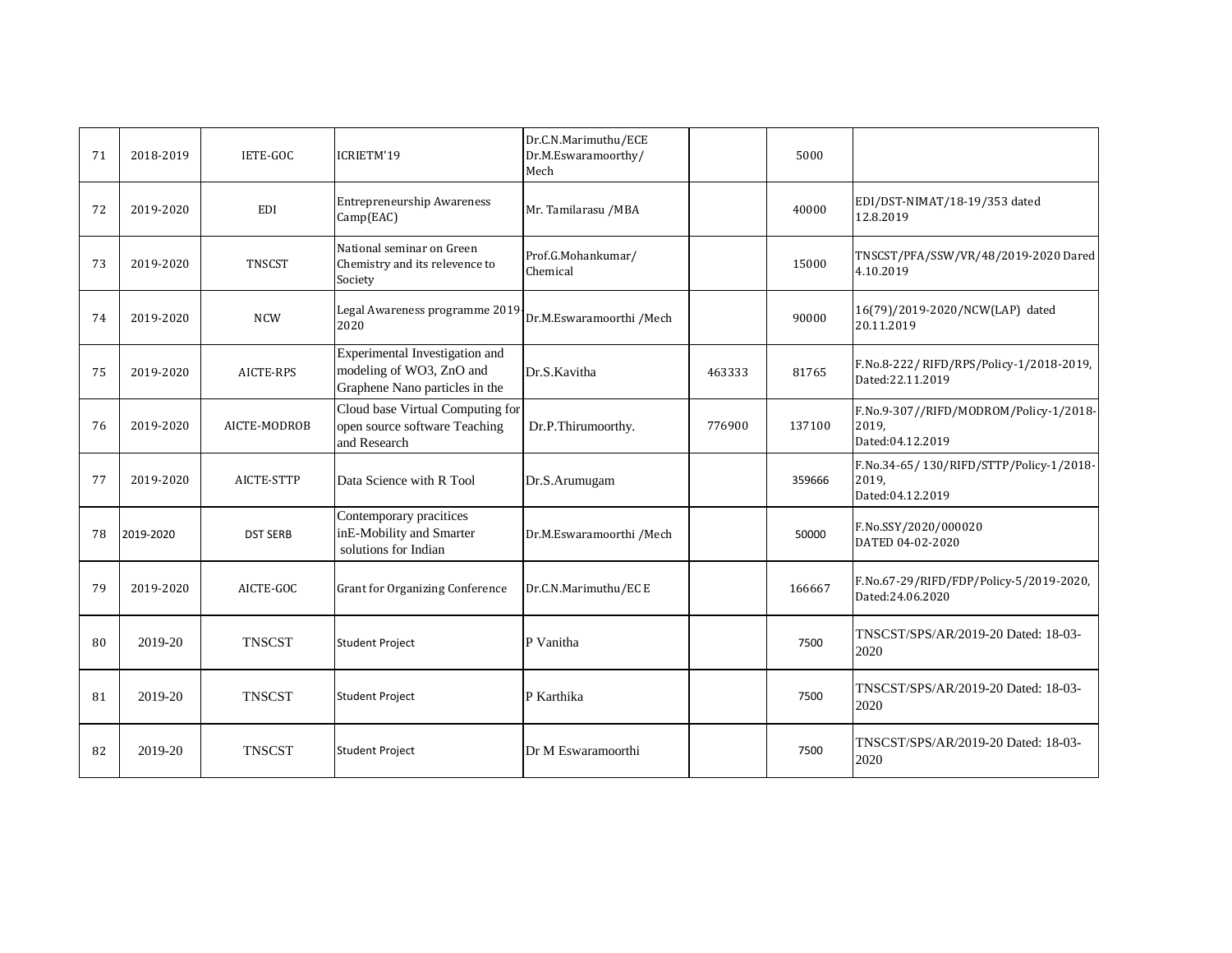| 71 | 2018-2019 | IETE-GOC | ICRIETM'19 | Dr.C.N.Marimuthu/ECE Dr.M.Eswaramoorthy/ Mech | | 5000 | |
|---|---|---|---|---|---|---|---|
| 72 | 2019-2020 | EDI | Entrepreneurship Awareness Camp(EAC) | Mr. Tamilarasu /MBA | | 40000 | EDI/DST-NIMAT/18-19/353 dated 12.8.2019 |
| 73 | 2019-2020 | TNSCST | National seminar on Green Chemistry and its relevence to Society | Prof.G.Mohankumar/ Chemical | | 15000 | TNSCST/PFA/SSW/VR/48/2019-2020 Dared 4.10.2019 |
| 74 | 2019-2020 | NCW | Legal Awareness programme 2019-2020 | Dr.M.Eswaramoorthi /Mech | | 90000 | 16(79)/2019-2020/NCW(LAP) dated 20.11.2019 |
| 75 | 2019-2020 | AICTE-RPS | Experimental Investigation and modeling of WO3, ZnO and Graphene Nano particles in the | Dr.S.Kavitha | 463333 | 81765 | F.No.8-222/ RIFD/RPS/Policy-1/2018-2019, Dated:22.11.2019 |
| 76 | 2019-2020 | AICTE-MODROB | Cloud base Virtual Computing for open source software Teaching and Research | Dr.P.Thirumoorthy. | 776900 | 137100 | F.No.9-307//RIFD/MODROM/Policy-1/2018-2019, Dated:04.12.2019 |
| 77 | 2019-2020 | AICTE-STTP | Data Science with R Tool | Dr.S.Arumugam | | 359666 | F.No.34-65/ 130/RIFD/STTP/Policy-1/2018-2019, Dated:04.12.2019 |
| 78 | 2019-2020 | DST SERB | Contemporary pracitices inE-Mobility and Smarter solutions for Indian | Dr.M.Eswaramoorthi /Mech | | 50000 | F.No.SSY/2020/000020 DATED 04-02-2020 |
| 79 | 2019-2020 | AICTE-GOC | Grant for Organizing Conference | Dr.C.N.Marimuthu/EC E | | 166667 | F.No.67-29/RIFD/FDP/Policy-5/2019-2020, Dated:24.06.2020 |
| 80 | 2019-20 | TNSCST | Student Project | P Vanitha | | 7500 | TNSCST/SPS/AR/2019-20 Dated: 18-03-2020 |
| 81 | 2019-20 | TNSCST | Student Project | P Karthika | | 7500 | TNSCST/SPS/AR/2019-20 Dated: 18-03-2020 |
| 82 | 2019-20 | TNSCST | Student Project | Dr M Eswaramoorthi | | 7500 | TNSCST/SPS/AR/2019-20 Dated: 18-03-2020 |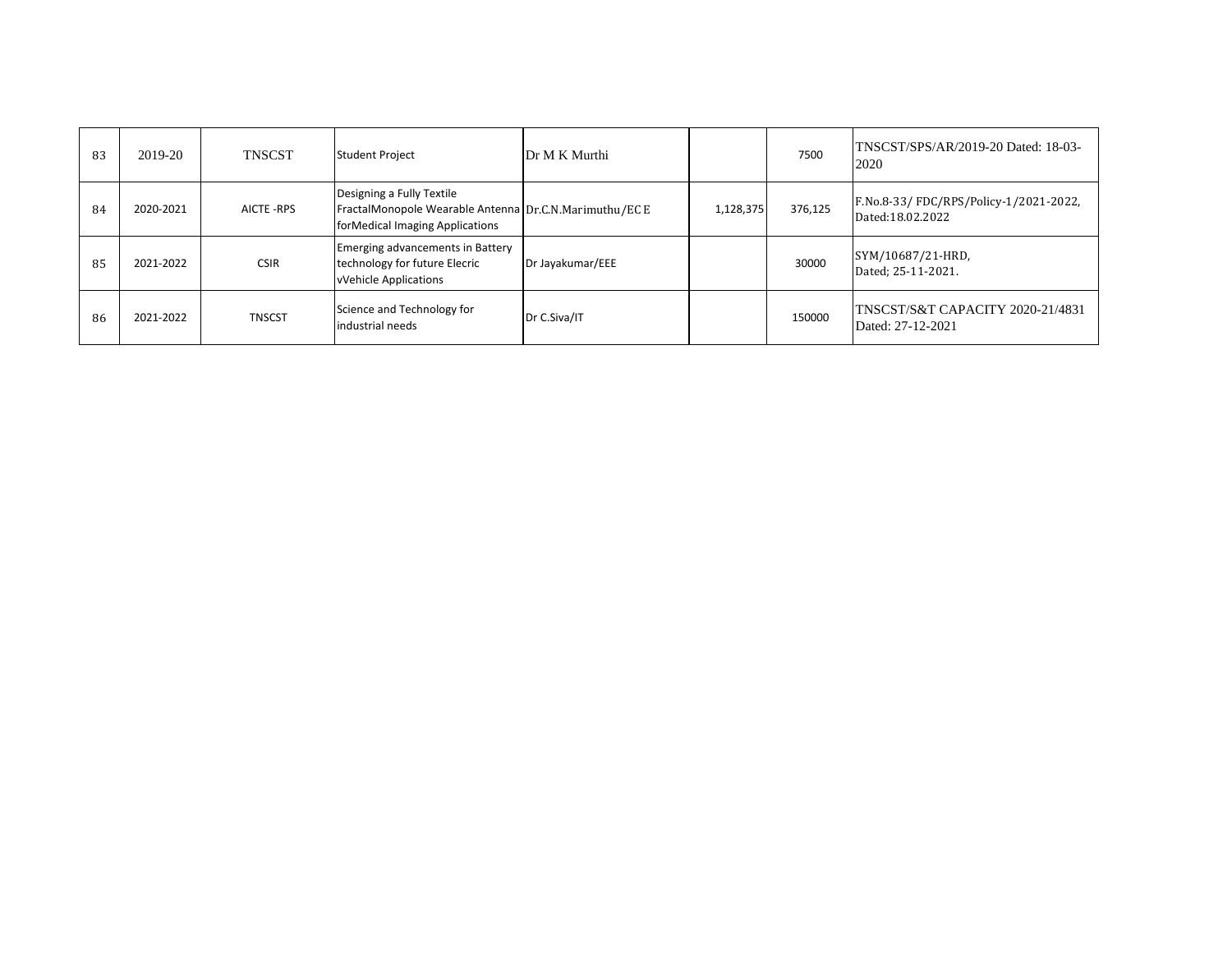| | | | | | | | |
|---|---|---|---|---|---|---|---|
| 83 | 2019-20 | TNSCST | Student Project | Dr M K Murthi | | 7500 | TNSCST/SPS/AR/2019-20 Dated: 18-03-2020 |
| 84 | 2020-2021 | AICTE -RPS | Designing a Fully Textile FractalMonopole Wearable Antenna forMedical Imaging Applications | Dr.C.N.Marimuthu/ECE | 1,128,375 | 376,125 | F.No.8-33/ FDC/RPS/Policy-1/2021-2022, Dated:18.02.2022 |
| 85 | 2021-2022 | CSIR | Emerging advancements in Battery technology for future Elecric vVehicle Applications | Dr Jayakumar/EEE | | 30000 | SYM/10687/21-HRD, Dated; 25-11-2021. |
| 86 | 2021-2022 | TNSCST | Science and Technology for industrial needs | Dr C.Siva/IT | | 150000 | TNSCST/S&T CAPACITY 2020-21/4831 Dated: 27-12-2021 |